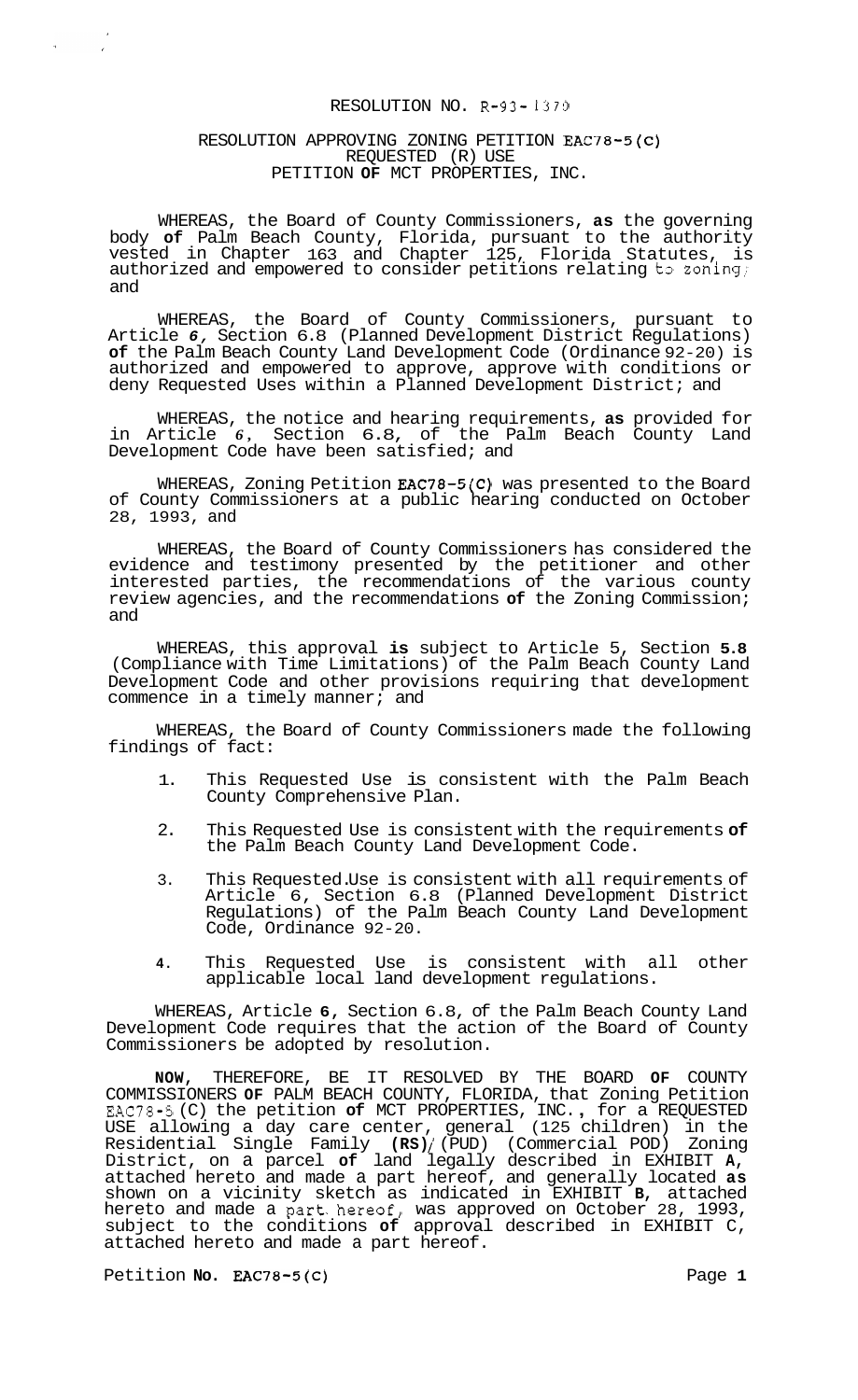# RESOLUTION NO. R-93-1370

## RESOLUTION APPROVING ZONING PETITION EAC78-5(C) REQUESTED (R) USE PETITION OF MCT PROPERTIES, INC.

WHEREAS, the Board of County Commissioners, as the governing body of Palm Beach County, Florida, pursuant to the authority vested in Chapter 163 and Chapter 125, Florida Statutes, is authorized and empowered to consider petitions relating to zoning; and

WHEREAS, the Board of County Commissioners, pursuant to Article 6, Section 6.8 (Planned Development District Regulations) of the Palm Beach County Land Development Code (Ordinance 92-20) is authorized and empowered to approve, approve with conditions or deny Requested Uses within a Planned Development District; and

WHEREAS, the notice and hearing requirements, as provided for in Article 6, Section 6.8, of the Palm Beach County Land Development Code have been satisfied; and

WHEREAS, Zoning Petition EAC78-5(C) was presented to the Board of County Commissioners at a public hearing conducted on October 28, 1993, and

WHEREAS, the Board of County Commissioners has considered the evidence and testimony presented by the petitioner and other interested parties, the recommendations of the various county review agencies, and the recommendations of the Zoning Commission; and

WHEREAS, this approval is subject to Article 5, Section 5.8 (Compliance with Time Limitations) of the Palm Beach County Land Development Code and other provisions requiring that development commence in a timely manner; and

WHEREAS, the Board of County Commissioners made the following findings of fact:

1. This Requested Use is consistent with the Palm Beach County Comprehensive Plan.
2. This Requested Use is consistent with the requirements of the Palm Beach County Land Development Code.
3. This Requested Use is consistent with all requirements of Article 6, Section 6.8 (Planned Development District Regulations) of the Palm Beach County Land Development Code, Ordinance 92-20.
4. This Requested Use is consistent with all other applicable local land development regulations.

WHEREAS, Article 6, Section 6.8, of the Palm Beach County Land Development Code requires that the action of the Board of County Commissioners be adopted by resolution.

NOW, THEREFORE, BE IT RESOLVED BY THE BOARD OF COUNTY COMMISSIONERS OF PALM BEACH COUNTY, FLORIDA, that Zoning Petition EAC78-5(C) the petition of MCT PROPERTIES, INC., for a REQUESTED USE allowing a day care center, general (125 children) in the Residential Single Family (RS)/(PUD) (Commercial POD) Zoning District, on a parcel of land legally described in EXHIBIT A, attached hereto and made a part hereof, and generally located as shown on a vicinity sketch as indicated in EXHIBIT B, attached hereto and made a part hereof, was approved on October 28, 1993, subject to the conditions of approval described in EXHIBIT C, attached hereto and made a part hereof.

Petition No. EAC78-5(C)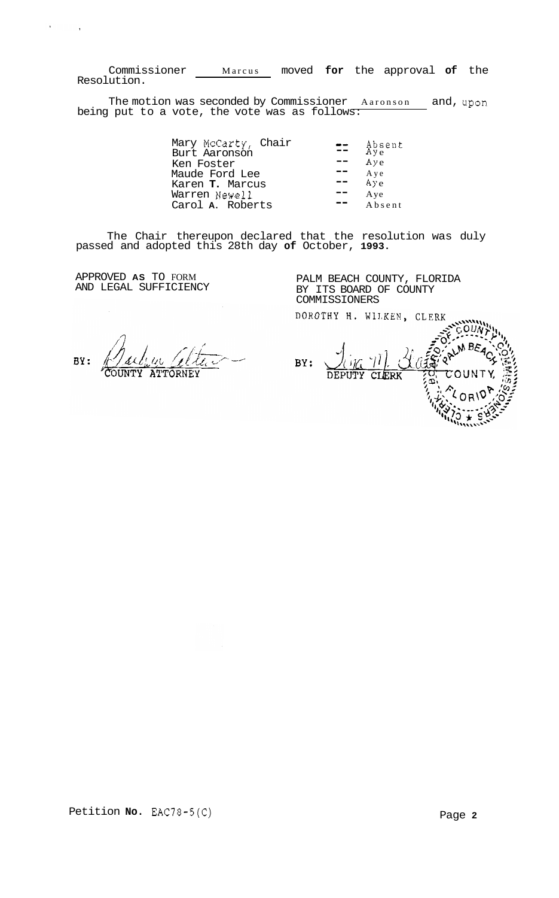Commissioner Marcus moved for the approval of the Resolution.

The motion was seconded by Commissioner Aaronson and, upon being put to a vote, the vote was as follows:

| | | |
|---|---|---|
| Mary McCarty, Chair | -- | Absent |
| Burt Aaronson | -- | Aye |
| Ken Foster | -- | Aye |
| Maude Ford Lee | -- | Aye |
| Karen T. Marcus | -- | Aye |
| Warren Newell | -- | Aye |
| Carol A. Roberts | -- | Absent |

The Chair thereupon declared that the resolution was duly passed and adopted this 28th day of October, 1993.

APPROVED AS TO FORM AND LEGAL SUFFICIENCY

BY: COUNTY ATTORNEY

PALM BEACH COUNTY, FLORIDA BY ITS BOARD OF COUNTY COMMISSIONERS

DOROTHY H. WILKEN, CLERK

BY: DEPUTY CLERK

Petition No. EAC78-5(C)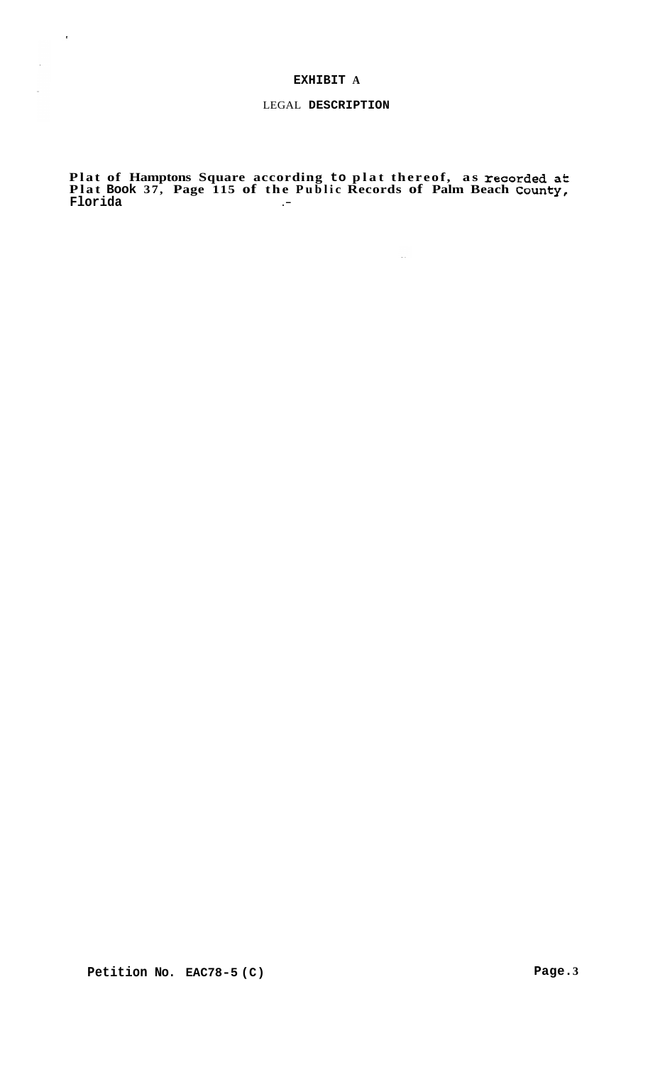# EXHIBIT A

## LEGAL DESCRIPTION

**Plat of Hamptons Square according to plat thereof, as recorded at Plat Book 37, Page 115 of the Public Records of Palm Beach County, Florida**

**Petition No. EAC78-5 (C)**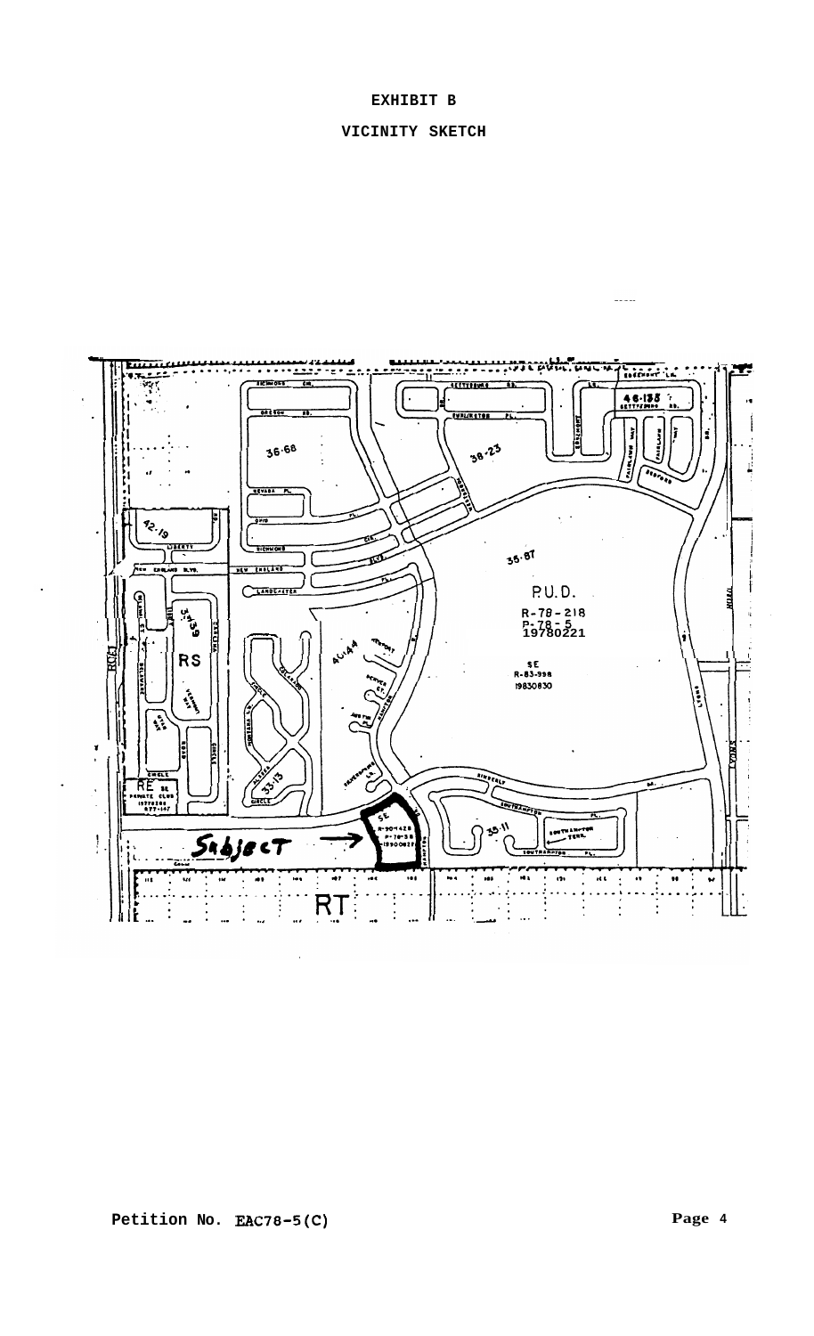# EXHIBIT B

## VICINITY SKETCH

Petition No. EAC78-5(C)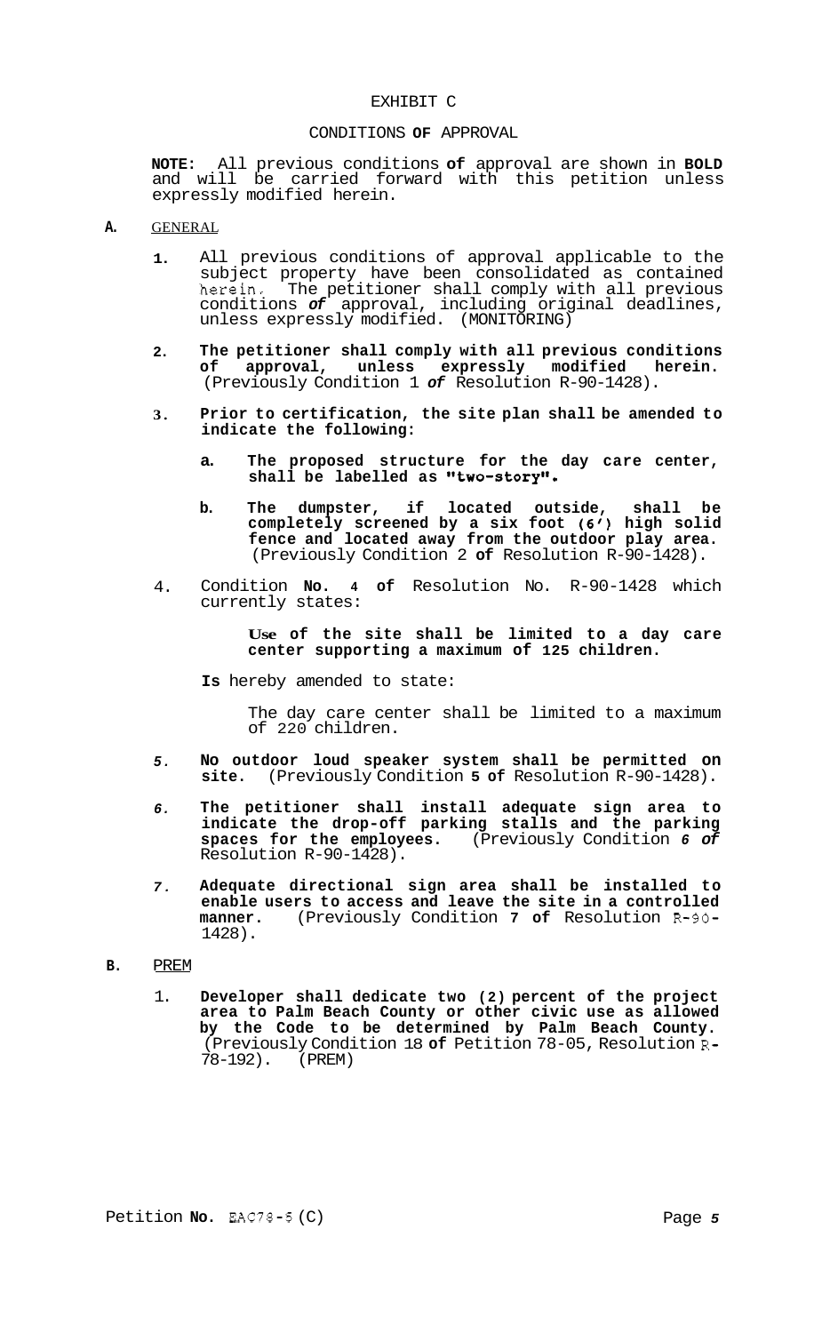EXHIBIT C

CONDITIONS **OF** APPROVAL

**NOTE:** All previous conditions **of** approval are shown in **BOLD** and will be carried forward with this petition unless expressly modified herein.

**A.** GENERAL

1. All previous conditions of approval applicable to the subject property have been consolidated as contained herein. The petitioner shall comply with all previous conditions *of* approval, including original deadlines, unless expressly modified. (MONITORING)

2. **The petitioner shall comply with all previous conditions of approval, unless expressly modified herein.** (Previously Condition 1 *of* Resolution R-90-1428).

3. **Prior to certification, the site plan shall be amended to indicate the following:**

   a. **The proposed structure for the day care center, shall be labelled as "two-story".**

   b. **The dumpster, if located outside, shall be completely screened by a six foot (6') high solid fence and located away from the outdoor play area.** (Previously Condition 2 **of** Resolution R-90-1428).

4. Condition **No. 4 of** Resolution No. R-90-1428 which currently states:

   **Use of the site shall be limited to a day care center supporting a maximum of 125 children.**

   **Is** hereby amended to state:

   The day care center shall be limited to a maximum of 220 children.

5. **No outdoor loud speaker system shall be permitted on site.** (Previously Condition **5 of** Resolution R-90-1428).

6. **The petitioner shall install adequate sign area to indicate the drop-off parking stalls and the parking spaces for the employees.** (Previously Condition *6 of* Resolution R-90-1428).

7. **Adequate directional sign area shall be installed to enable users to access and leave the site in a controlled manner.** (Previously Condition **7 of** Resolution R-90-1428).

**B.** PREM

1. **Developer shall dedicate two (2) percent of the project area to Palm Beach County or other civic use as allowed by the Code to be determined by Palm Beach County.** (Previously Condition 18 **of** Petition 78-05, Resolution R-78-192). (PREM)

Petition **No.** EAC78-5 (C)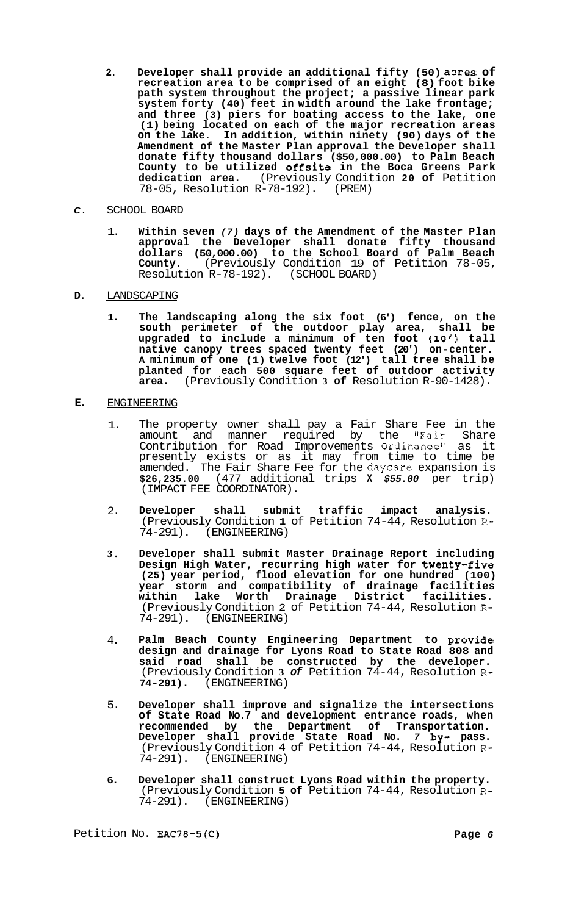2. **Developer shall provide an additional fifty (50) acres of recreation area to be comprised of an eight (8) foot bike path system throughout the project; a passive linear park system forty (40) feet in width around the lake frontage; and three (3) piers for boating access to the lake, one (1) being located on each of the major recreation areas on the lake. In addition, within ninety (90) days of the Amendment of the Master Plan approval the Developer shall donate fifty thousand dollars ($50,000.00) to Palm Beach County to be utilized offsite in the Boca Greens Park dedication area.** (Previously Condition **20 of** Petition 78-05, Resolution R-78-192). (PREM)

*C*. SCHOOL BOARD

1. **Within seven *(7)* days of the Amendment of the Master Plan approval the Developer shall donate fifty thousand dollars (50,000.00) to the School Board of Palm Beach County.** (Previously Condition 19 of Petition 78-05, Resolution R-78-192). (SCHOOL BOARD)

**D.** LANDSCAPING

**1. The landscaping along the six foot (6') fence, on the south perimeter of the outdoor play area, shall be upgraded to include a minimum of ten foot (10') tall native canopy trees spaced twenty feet (20') on-center. A minimum of one (1) twelve foot (12') tall tree shall be planted for each 500 square feet of outdoor activity area.** (Previously Condition **3 of** Resolution R-90-1428).

**E.** ENGINEERING

1. The property owner shall pay a Fair Share Fee in the amount and manner required by the "Fair Share Contribution for Road Improvements Ordinance" as it presently exists or as it may from time to time be amended. The Fair Share Fee for the daycare expansion is **$26,235.00** (477 additional trips **X** ***$55.00*** per trip) (IMPACT FEE COORDINATOR).

2. **Developer shall submit traffic impact analysis.** (Previously Condition **1** of Petition 74-44, Resolution R-74-291). (ENGINEERING)

3. **Developer shall submit Master Drainage Report including Design High Water, recurring high water for twenty-five (25) year period, flood elevation for one hundred (100) year storm and compatibility of drainage facilities within lake Worth Drainage District facilities.** (Previously Condition 2 of Petition 74-44, Resolution R-74-291). (ENGINEERING)

4. **Palm Beach County Engineering Department to provide design and drainage for Lyons Road to State Road 808 and said road shall be constructed by the developer.** (Previously Condition **3** ***of*** Petition 74-44, Resolution **R-74-291).** (ENGINEERING)

5. **Developer shall improve and signalize the intersections of State Road No.7 and development entrance roads, when recommended by the Department of Transportation. Developer shall provide State Road No. *7* by- pass.** (Previously Condition 4 of Petition 74-44, Resolution R-74-291). (ENGINEERING)

6. **Developer shall construct Lyons Road within the property.** (Previously Condition **5 of** Petition 74-44, Resolution R-74-291). (ENGINEERING)

Petition No. EAC78-5(C)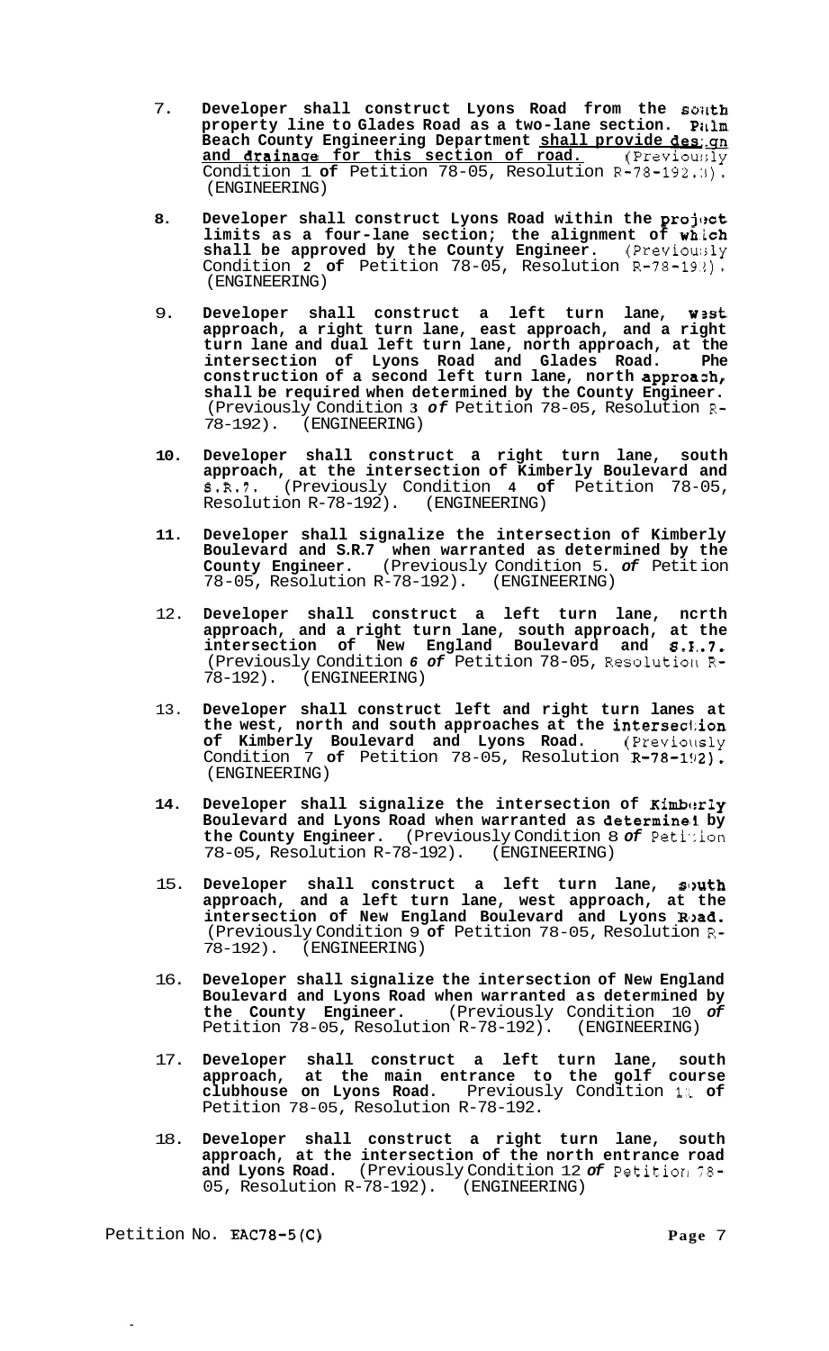7. **Developer shall construct Lyons Road from the south property line to Glades Road as a two-lane section. Palm Beach County Engineering Department shall provide design and drainage for this section of road.** (Previously Condition 1 **of** Petition 78-05, Resolution R-78-192.)). (ENGINEERING)

8. **Developer shall construct Lyons Road within the project limits as a four-lane section; the alignment of which shall be approved by the County Engineer.** (Previously Condition **2 of** Petition 78-05, Resolution R-78-192). (ENGINEERING)

9. **Developer shall construct a left turn lane, west approach, a right turn lane, east approach, and a right turn lane and dual left turn lane, north approach, at the intersection of Lyons Road and Glades Road. Phe construction of a second left turn lane, north approach, shall be required when determined by the County Engineer.** (Previously Condition **3** *of* Petition 78-05, Resolution R-78-192). (ENGINEERING)

10. **Developer shall construct a right turn lane, south approach, at the intersection of Kimberly Boulevard and S.R.7.** (Previously Condition **4 of** Petition 78-05, Resolution R-78-192). (ENGINEERING)

11. **Developer shall signalize the intersection of Kimberly Boulevard and S.R.7 when warranted as determined by the County Engineer.** (Previously Condition 5. *of* Petition 78-05, Resolution R-78-192). (ENGINEERING)

12. **Developer shall construct a left turn lane, north approach, and a right turn lane, south approach, at the intersection of New England Boulevard and S.R.7.** (Previously Condition *6 of* Petition 78-05, Resolution R-78-192). (ENGINEERING)

13. **Developer shall construct left and right turn lanes at the west, north and south approaches at the intersection of Kimberly Boulevard and Lyons Road.** (Previously Condition 7 **of** Petition 78-05, Resolution R-78-192). (ENGINEERING)

14. **Developer shall signalize the intersection of Kimberly Boulevard and Lyons Road when warranted as determined by the County Engineer.** (Previously Condition 8 *of* Petition 78-05, Resolution R-78-192). (ENGINEERING)

15. **Developer shall construct a left turn lane, south approach, and a left turn lane, west approach, at the intersection of New England Boulevard and Lyons Road.** (Previously Condition 9 **of** Petition 78-05, Resolution R-78-192). (ENGINEERING)

16. **Developer shall signalize the intersection of New England Boulevard and Lyons Road when warranted as determined by the County Engineer.** (Previously Condition 10 *of* Petition 78-05, Resolution R-78-192). (ENGINEERING)

17. **Developer shall construct a left turn lane, south approach, at the main entrance to the golf course clubhouse on Lyons Road.** Previously Condition 11 **of** Petition 78-05, Resolution R-78-192.

18. **Developer shall construct a right turn lane, south approach, at the intersection of the north entrance road and Lyons Road.** (Previously Condition 12 *of* Petition 78-05, Resolution R-78-192). (ENGINEERING)

Petition No. EAC78-5(C)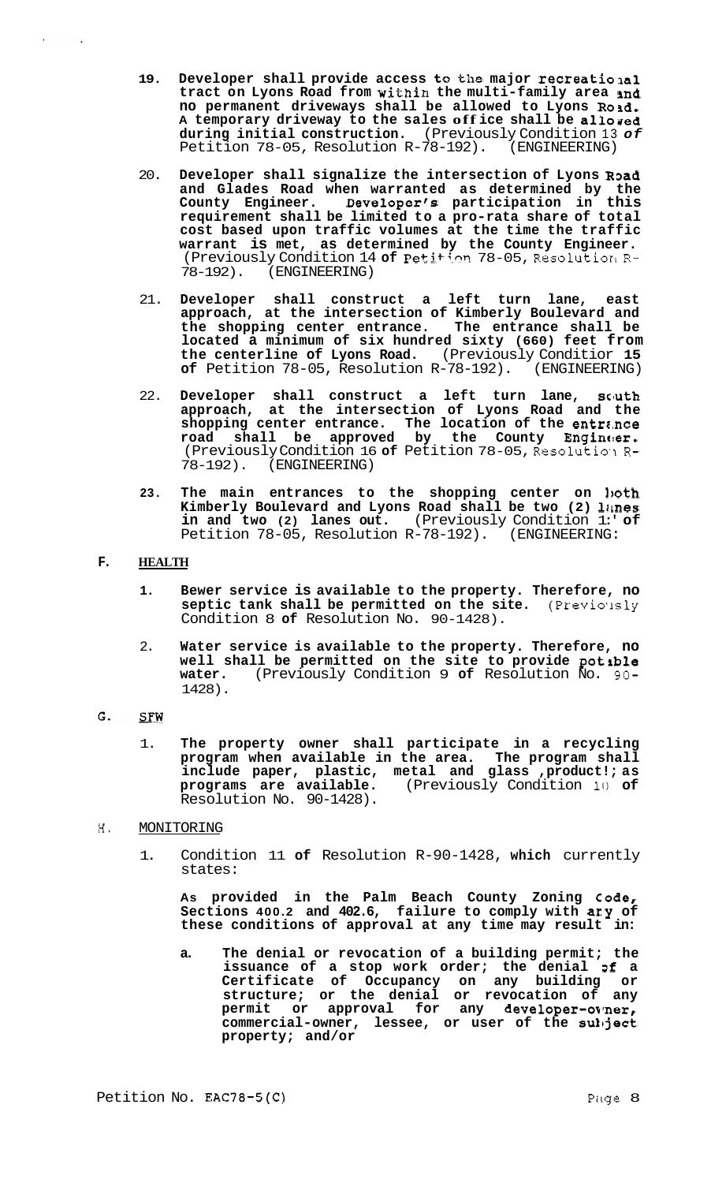19. **Developer shall provide access to the major recreational tract on Lyons Road from within the multi-family area and no permanent driveways shall be allowed to Lyons Road. A temporary driveway to the sales office shall be allowed during initial construction.** (Previously Condition 13 **of** Petition 78-05, Resolution R-78-192). (ENGINEERING)

20. **Developer shall signalize the intersection of Lyons Road and Glades Road when warranted as determined by the County Engineer. Developer's participation in this requirement shall be limited to a pro-rata share of total cost based upon traffic volumes at the time the traffic warrant is met, as determined by the County Engineer.** (Previously Condition 14 **of** Petition 78-05, Resolution R-78-192). (ENGINEERING)

21. **Developer shall construct a left turn lane, east approach, at the intersection of Kimberly Boulevard and the shopping center entrance. The entrance shall be located a minimum of six hundred sixty (660) feet from the centerline of Lyons Road.** (Previously Condition **15 of** Petition 78-05, Resolution R-78-192). (ENGINEERING)

22. **Developer shall construct a left turn lane, south approach, at the intersection of Lyons Road and the shopping center entrance. The location of the entrance road shall be approved by the County Engineer.** (Previously Condition 16 **of** Petition 78-05, Resolution R-78-192). (ENGINEERING)

23. **The main entrances to the shopping center on both Kimberly Boulevard and Lyons Road shall be two (2) lanes in and two (2) lanes out.** (Previously Condition 17 **of** Petition 78-05, Resolution R-78-192). (ENGINEERING:

## F. HEALTH

1. **Sewer service is available to the property. Therefore, no septic tank shall be permitted on the site.** (Previously Condition 8 **of** Resolution No. 90-1428).

2. **Water service is available to the property. Therefore, no well shall be permitted on the site to provide potable water.** (Previously Condition 9 **of** Resolution No. 90-1428).

## G. SFW

1. **The property owner shall participate in a recycling program when available in the area. The program shall include paper, plastic, metal and glass products as programs are available.** (Previously Condition 10 **of** Resolution No. 90-1428).

## H. MONITORING

1. Condition 11 **of** Resolution R-90-1428, **which** currently states:

   **As provided in the Palm Beach County Zoning Code, Sections 400.2 and 402.6, failure to comply with any of these conditions of approval at any time may result in:**

   a. **The denial or revocation of a building permit; the issuance of a stop work order; the denial of a Certificate of Occupancy on any building or structure; or the denial or revocation of any permit or approval for any developer-owner, commercial-owner, lessee, or user of the subject property; and/or**

Petition No. EAC78-5(C)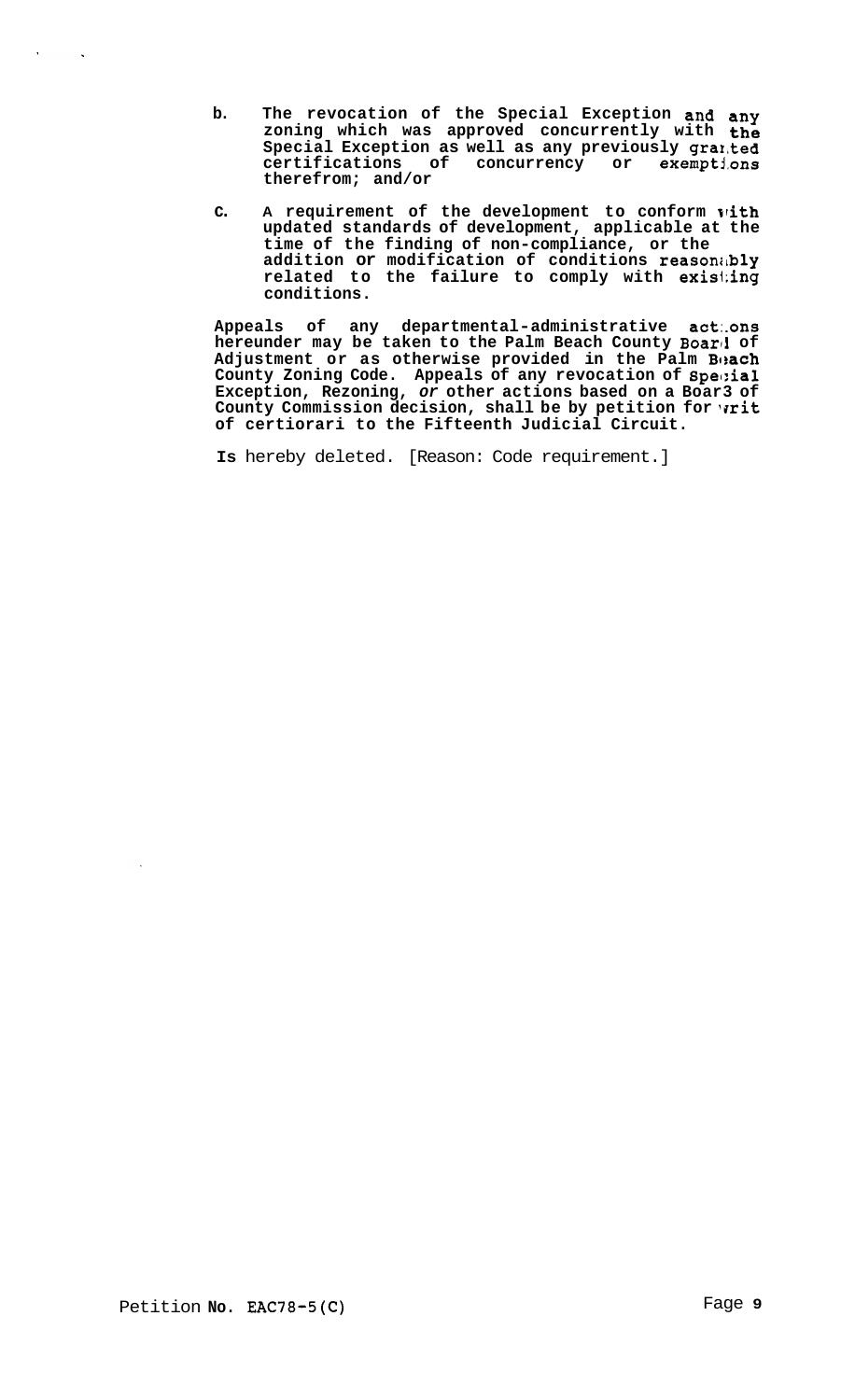b. **The revocation of the Special Exception and any zoning which was approved concurrently with the Special Exception as well as any previously granted certifications of concurrency or exemptions therefrom; and/or**

c. **A requirement of the development to conform with updated standards of development, applicable at the time of the finding of non-compliance, or the addition or modification of conditions reasonably related to the failure to comply with existing conditions.**

**Appeals of any departmental-administrative actions hereunder may be taken to the Palm Beach County Board of Adjustment or as otherwise provided in the Palm Beach County Zoning Code. Appeals of any revocation of Special Exception, Rezoning, *or* other actions based on a Board of County Commission decision, shall be by petition for writ of certiorari to the Fifteenth Judicial Circuit.**

**Is** hereby deleted. [Reason: Code requirement.]

Petition **No. EAC78-5(C)**